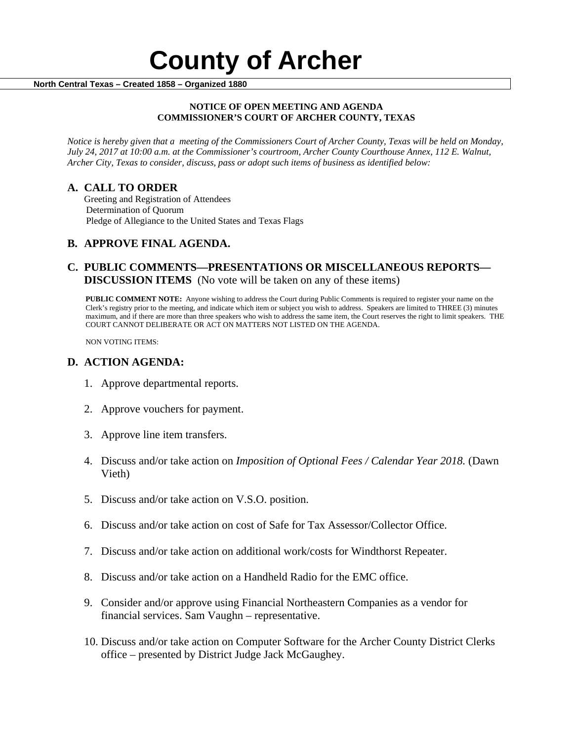# County of Archer

**North Central Texas – Created 1858 – Organized 1880**

**NOTICE OF OPEN MEETING AND AGENDA**
**COMMISSIONER'S COURT OF ARCHER COUNTY, TEXAS**

*Notice is hereby given that a meeting of the Commissioners Court of Archer County, Texas will be held on Monday, July 24, 2017 at 10:00 a.m. at the Commissioner's courtroom, Archer County Courthouse Annex, 112 E. Walnut, Archer City, Texas to consider, discuss, pass or adopt such items of business as identified below:*

## A. CALL TO ORDER

Greeting and Registration of Attendees
Determination of Quorum
Pledge of Allegiance to the United States and Texas Flags

## B. APPROVE FINAL AGENDA.

## C. PUBLIC COMMENTS—PRESENTATIONS OR MISCELLANEOUS REPORTS—DISCUSSION ITEMS (No vote will be taken on any of these items)

**PUBLIC COMMENT NOTE:** Anyone wishing to address the Court during Public Comments is required to register your name on the Clerk's registry prior to the meeting, and indicate which item or subject you wish to address. Speakers are limited to THREE (3) minutes maximum, and if there are more than three speakers who wish to address the same item, the Court reserves the right to limit speakers. THE COURT CANNOT DELIBERATE OR ACT ON MATTERS NOT LISTED ON THE AGENDA.

NON VOTING ITEMS:

## D. ACTION AGENDA:

1. Approve departmental reports.
2. Approve vouchers for payment.
3. Approve line item transfers.
4. Discuss and/or take action on *Imposition of Optional Fees / Calendar Year 2018.* (Dawn Vieth)
5. Discuss and/or take action on V.S.O. position.
6. Discuss and/or take action on cost of Safe for Tax Assessor/Collector Office.
7. Discuss and/or take action on additional work/costs for Windthorst Repeater.
8. Discuss and/or take action on a Handheld Radio for the EMC office.
9. Consider and/or approve using Financial Northeastern Companies as a vendor for financial services. Sam Vaughn – representative.
10. Discuss and/or take action on Computer Software for the Archer County District Clerks office – presented by District Judge Jack McGaughey.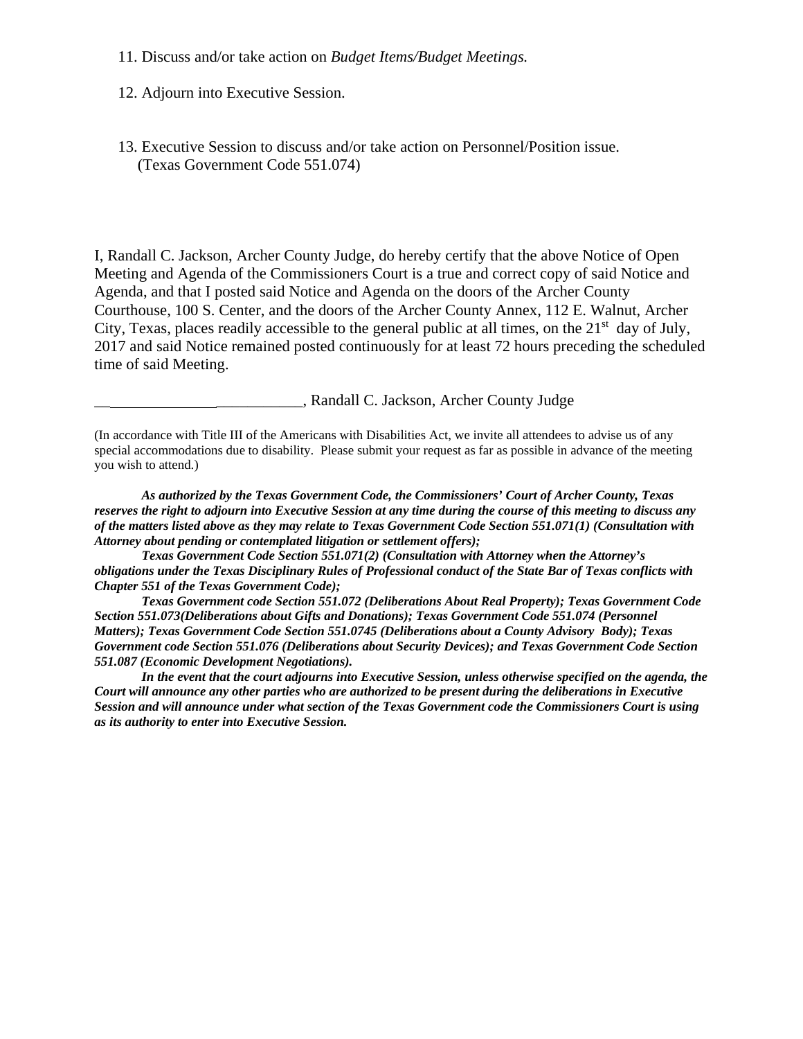11. Discuss and/or take action on *Budget Items/Budget Meetings.*

12. Adjourn into Executive Session.

13. Executive Session to discuss and/or take action on Personnel/Position issue. (Texas Government Code 551.074)

I, Randall C. Jackson, Archer County Judge, do hereby certify that the above Notice of Open Meeting and Agenda of the Commissioners Court is a true and correct copy of said Notice and Agenda, and that I posted said Notice and Agenda on the doors of the Archer County Courthouse, 100 S. Center, and the doors of the Archer County Annex, 112 E. Walnut, Archer City, Texas, places readily accessible to the general public at all times, on the 21st day of July, 2017 and said Notice remained posted continuously for at least 72 hours preceding the scheduled time of said Meeting.

_________________________, Randall C. Jackson, Archer County Judge

(In accordance with Title III of the Americans with Disabilities Act, we invite all attendees to advise us of any special accommodations due to disability. Please submit your request as far as possible in advance of the meeting you wish to attend.)

***As authorized by the Texas Government Code, the Commissioners' Court of Archer County, Texas reserves the right to adjourn into Executive Session at any time during the course of this meeting to discuss any of the matters listed above as they may relate to Texas Government Code Section 551.071(1) (Consultation with Attorney about pending or contemplated litigation or settlement offers);***

***Texas Government Code Section 551.071(2) (Consultation with Attorney when the Attorney's obligations under the Texas Disciplinary Rules of Professional conduct of the State Bar of Texas conflicts with Chapter 551 of the Texas Government Code);***

***Texas Government code Section 551.072 (Deliberations About Real Property); Texas Government Code Section 551.073(Deliberations about Gifts and Donations); Texas Government Code 551.074 (Personnel Matters); Texas Government Code Section 551.0745 (Deliberations about a County Advisory Body); Texas Government code Section 551.076 (Deliberations about Security Devices); and Texas Government Code Section 551.087 (Economic Development Negotiations).***

***In the event that the court adjourns into Executive Session, unless otherwise specified on the agenda, the Court will announce any other parties who are authorized to be present during the deliberations in Executive Session and will announce under what section of the Texas Government code the Commissioners Court is using as its authority to enter into Executive Session.***